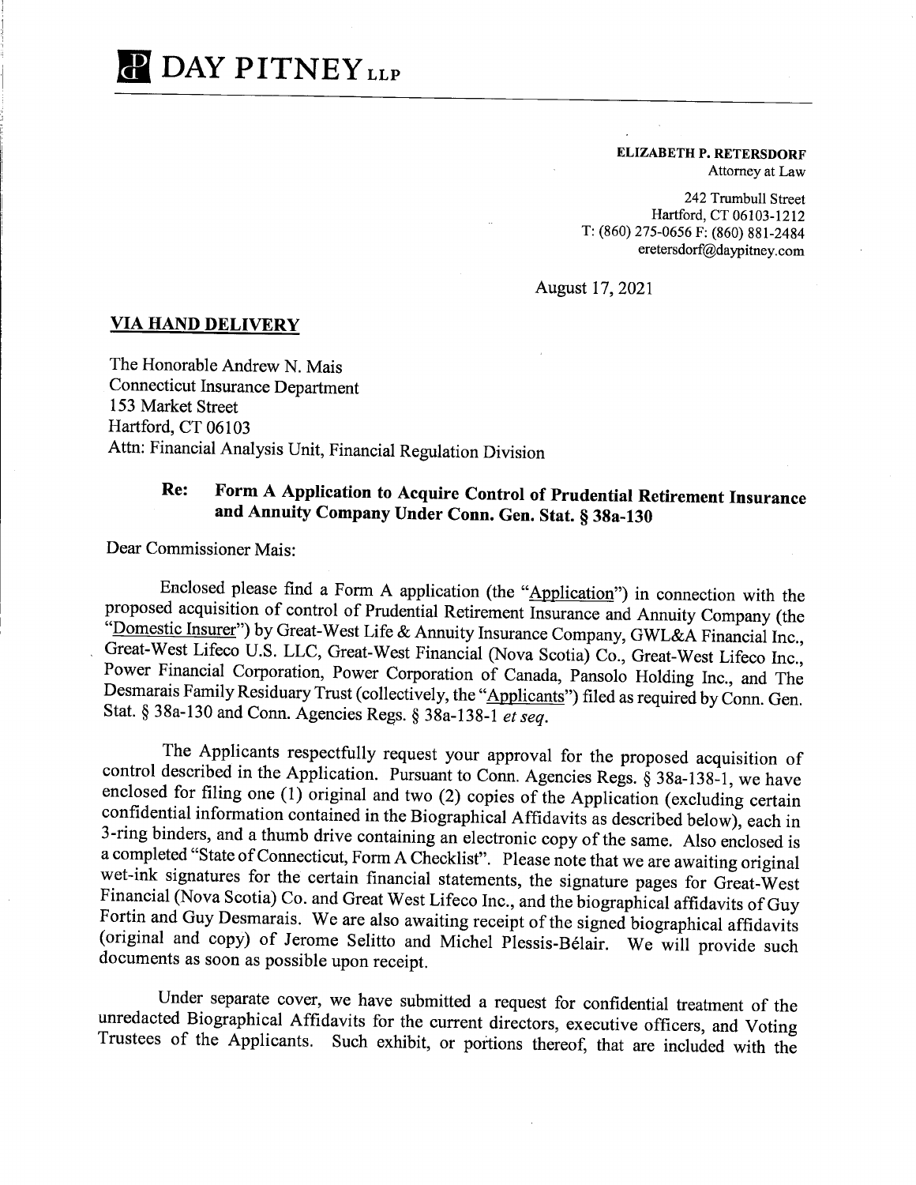# DAY PITNEY LLP

**ELIZABETH P. RETERSDORF**
Attorney at Law

242 Trumbull Street
Hartford, CT 06103-1212
T: (860) 275-0656 F: (860) 881-2484
eretersdorf@daypitney.com

August 17, 2021

**VIA HAND DELIVERY**

The Honorable Andrew N. Mais
Connecticut Insurance Department
153 Market Street
Hartford, CT 06103
Attn: Financial Analysis Unit, Financial Regulation Division

**Re: Form A Application to Acquire Control of Prudential Retirement Insurance and Annuity Company Under Conn. Gen. Stat. § 38a-130**

Dear Commissioner Mais:

Enclosed please find a Form A application (the "Application") in connection with the proposed acquisition of control of Prudential Retirement Insurance and Annuity Company (the "Domestic Insurer") by Great-West Life & Annuity Insurance Company, GWL&A Financial Inc., Great-West Lifeco U.S. LLC, Great-West Financial (Nova Scotia) Co., Great-West Lifeco Inc., Power Financial Corporation, Power Corporation of Canada, Pansolo Holding Inc., and The Desmarais Family Residuary Trust (collectively, the "Applicants") filed as required by Conn. Gen. Stat. § 38a-130 and Conn. Agencies Regs. § 38a-138-1 *et seq.*

The Applicants respectfully request your approval for the proposed acquisition of control described in the Application. Pursuant to Conn. Agencies Regs. § 38a-138-1, we have enclosed for filing one (1) original and two (2) copies of the Application (excluding certain confidential information contained in the Biographical Affidavits as described below), each in 3-ring binders, and a thumb drive containing an electronic copy of the same. Also enclosed is a completed "State of Connecticut, Form A Checklist". Please note that we are awaiting original wet-ink signatures for the certain financial statements, the signature pages for Great-West Financial (Nova Scotia) Co. and Great West Lifeco Inc., and the biographical affidavits of Guy Fortin and Guy Desmarais. We are also awaiting receipt of the signed biographical affidavits (original and copy) of Jerome Selitto and Michel Plessis-Bélair. We will provide such documents as soon as possible upon receipt.

Under separate cover, we have submitted a request for confidential treatment of the unredacted Biographical Affidavits for the current directors, executive officers, and Voting Trustees of the Applicants. Such exhibit, or portions thereof, that are included with the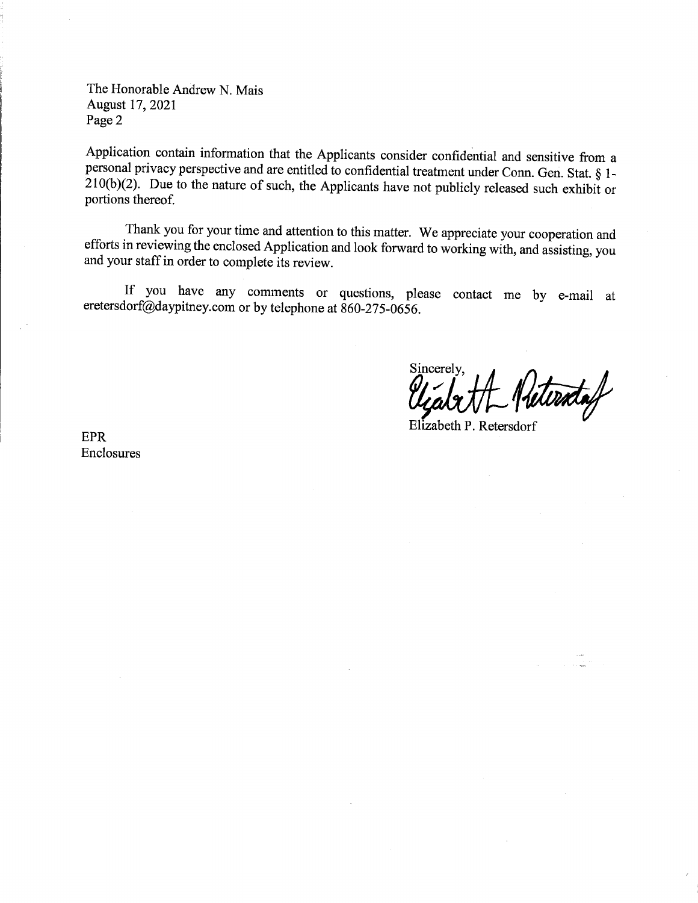The Honorable Andrew N. Mais
August 17, 2021
Page 2

Application contain information that the Applicants consider confidential and sensitive from a personal privacy perspective and are entitled to confidential treatment under Conn. Gen. Stat. § 1-210(b)(2). Due to the nature of such, the Applicants have not publicly released such exhibit or portions thereof.

Thank you for your time and attention to this matter. We appreciate your cooperation and efforts in reviewing the enclosed Application and look forward to working with, and assisting, you and your staff in order to complete its review.

If you have any comments or questions, please contact me by e-mail at eretersdorf@daypitney.com or by telephone at 860-275-0656.

Sincerely,

Elizabeth P. Retersdorf

EPR
Enclosures